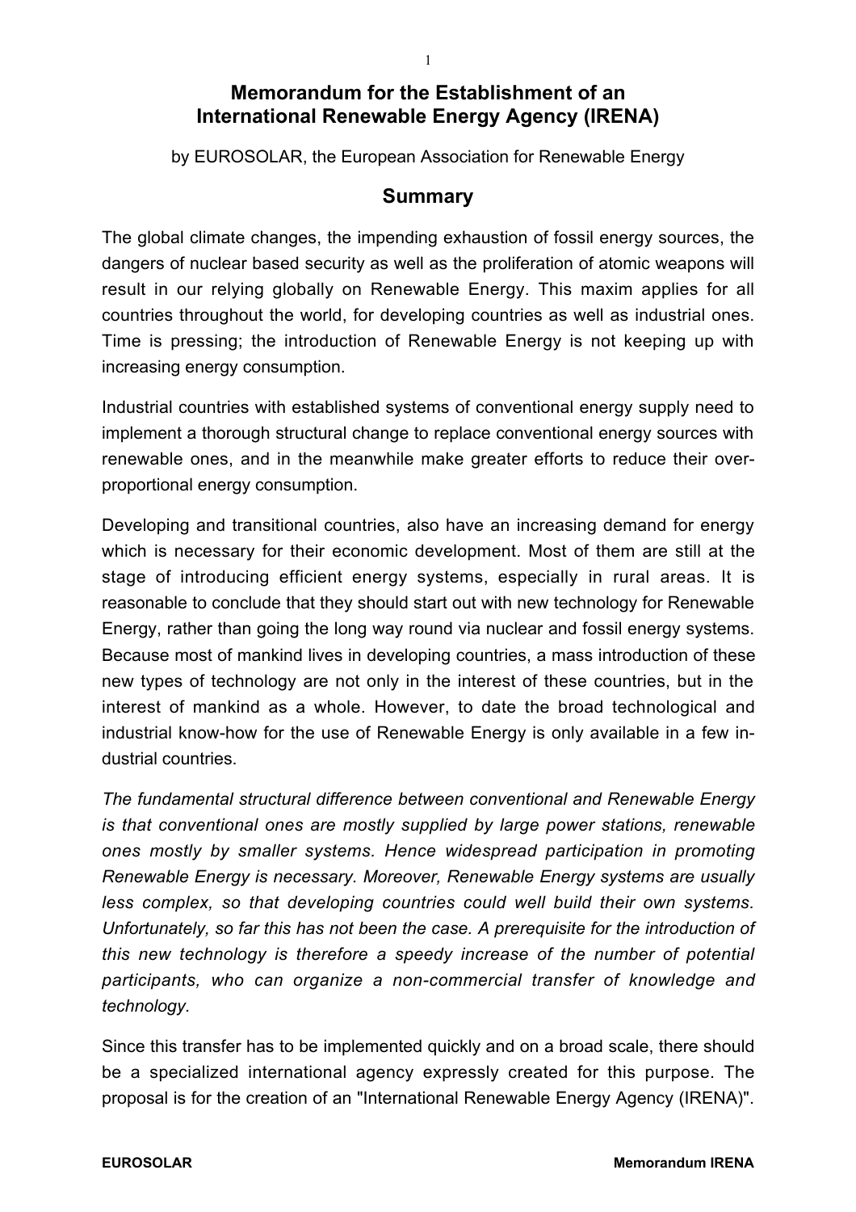# Memorandum for the Establishment of an International Renewable Energy Agency (IRENA)

by EUROSOLAR, the European Association for Renewable Energy

## Summary

The global climate changes, the impending exhaustion of fossil energy sources, the dangers of nuclear based security as well as the proliferation of atomic weapons will result in our relying globally on Renewable Energy. This maxim applies for all countries throughout the world, for developing countries as well as industrial ones. Time is pressing; the introduction of Renewable Energy is not keeping up with increasing energy consumption.

Industrial countries with established systems of conventional energy supply need to implement a thorough structural change to replace conventional energy sources with renewable ones, and in the meanwhile make greater efforts to reduce their over-proportional energy consumption.

Developing and transitional countries, also have an increasing demand for energy which is necessary for their economic development. Most of them are still at the stage of introducing efficient energy systems, especially in rural areas. It is reasonable to conclude that they should start out with new technology for Renewable Energy, rather than going the long way round via nuclear and fossil energy systems. Because most of mankind lives in developing countries, a mass introduction of these new types of technology are not only in the interest of these countries, but in the interest of mankind as a whole. However, to date the broad technological and industrial know-how for the use of Renewable Energy is only available in a few industrial countries.

*The fundamental structural difference between conventional and Renewable Energy is that conventional ones are mostly supplied by large power stations, renewable ones mostly by smaller systems. Hence widespread participation in promoting Renewable Energy is necessary. Moreover, Renewable Energy systems are usually less complex, so that developing countries could well build their own systems. Unfortunately, so far this has not been the case. A prerequisite for the introduction of this new technology is therefore a speedy increase of the number of potential participants, who can organize a non-commercial transfer of knowledge and technology.*

Since this transfer has to be implemented quickly and on a broad scale, there should be a specialized international agency expressly created for this purpose. The proposal is for the creation of an "International Renewable Energy Agency (IRENA)".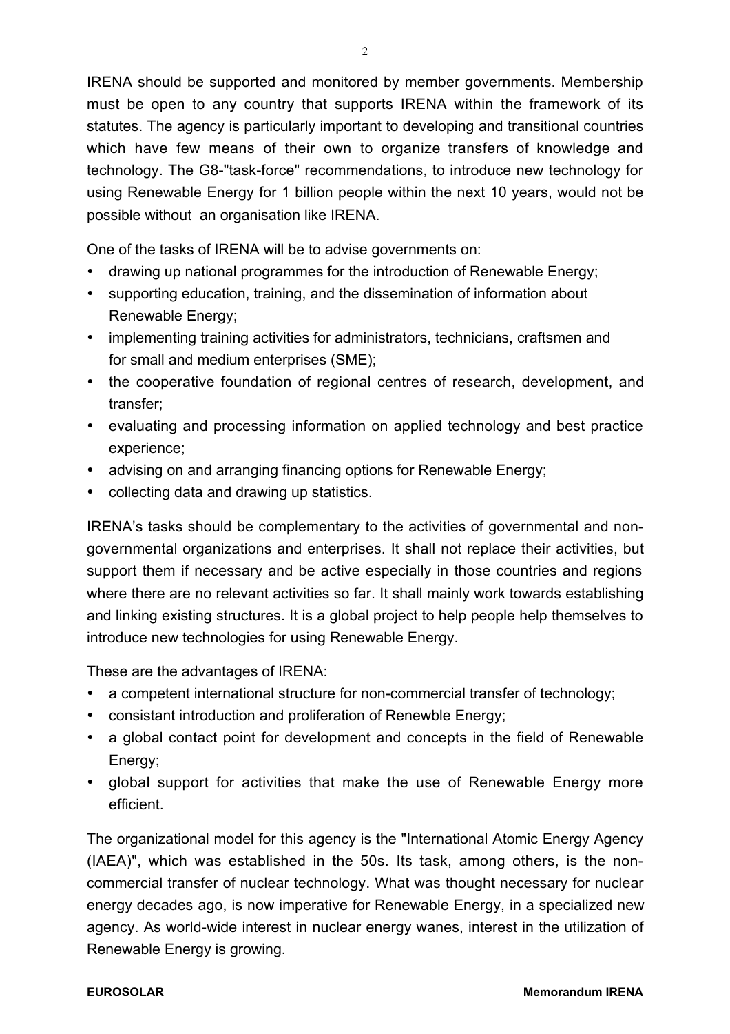IRENA should be supported and monitored by member governments. Membership must be open to any country that supports IRENA within the framework of its statutes. The agency is particularly important to developing and transitional countries which have few means of their own to organize transfers of knowledge and technology. The G8-"task-force" recommendations, to introduce new technology for using Renewable Energy for 1 billion people within the next 10 years, would not be possible without an organisation like IRENA.

One of the tasks of IRENA will be to advise governments on:

- drawing up national programmes for the introduction of Renewable Energy;
- supporting education, training, and the dissemination of information about Renewable Energy;
- implementing training activities for administrators, technicians, craftsmen and for small and medium enterprises (SME);
- the cooperative foundation of regional centres of research, development, and transfer;
- evaluating and processing information on applied technology and best practice experience;
- advising on and arranging financing options for Renewable Energy;
- collecting data and drawing up statistics.

IRENA's tasks should be complementary to the activities of governmental and non-governmental organizations and enterprises. It shall not replace their activities, but support them if necessary and be active especially in those countries and regions where there are no relevant activities so far. It shall mainly work towards establishing and linking existing structures. It is a global project to help people help themselves to introduce new technologies for using Renewable Energy.

These are the advantages of IRENA:

- a competent international structure for non-commercial transfer of technology;
- consistant introduction and proliferation of Renewble Energy;
- a global contact point for development and concepts in the field of Renewable Energy;
- global support for activities that make the use of Renewable Energy more efficient.

The organizational model for this agency is the "International Atomic Energy Agency (IAEA)", which was established in the 50s. Its task, among others, is the non-commercial transfer of nuclear technology. What was thought necessary for nuclear energy decades ago, is now imperative for Renewable Energy, in a specialized new agency. As world-wide interest in nuclear energy wanes, interest in the utilization of Renewable Energy is growing.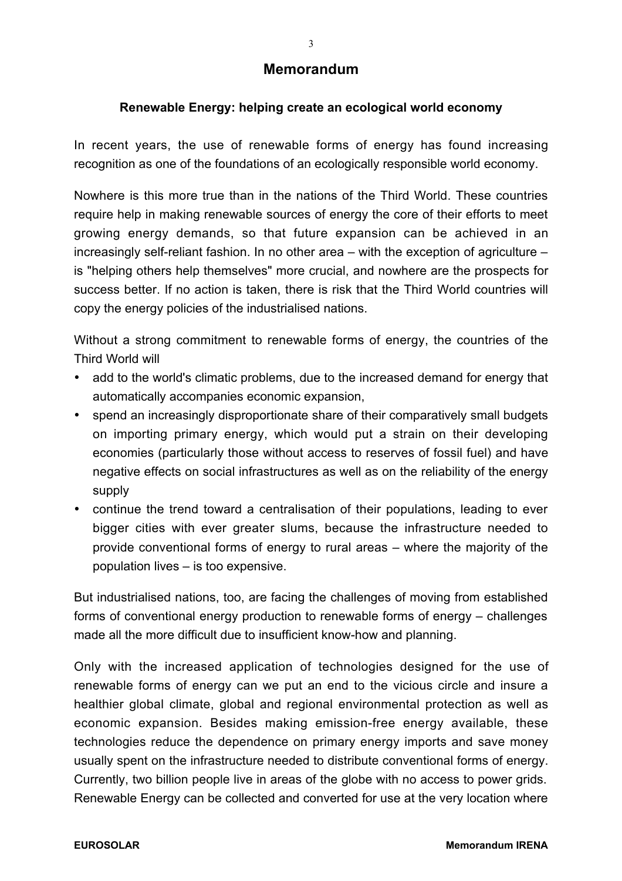# Memorandum

### Renewable Energy: helping create an ecological world economy

In recent years, the use of renewable forms of energy has found increasing recognition as one of the foundations of an ecologically responsible world economy.

Nowhere is this more true than in the nations of the Third World. These countries require help in making renewable sources of energy the core of their efforts to meet growing energy demands, so that future expansion can be achieved in an increasingly self-reliant fashion. In no other area – with the exception of agriculture – is "helping others help themselves" more crucial, and nowhere are the prospects for success better. If no action is taken, there is risk that the Third World countries will copy the energy policies of the industrialised nations.

Without a strong commitment to renewable forms of energy, the countries of the Third World will

- add to the world's climatic problems, due to the increased demand for energy that automatically accompanies economic expansion,
- spend an increasingly disproportionate share of their comparatively small budgets on importing primary energy, which would put a strain on their developing economies (particularly those without access to reserves of fossil fuel) and have negative effects on social infrastructures as well as on the reliability of the energy supply
- continue the trend toward a centralisation of their populations, leading to ever bigger cities with ever greater slums, because the infrastructure needed to provide conventional forms of energy to rural areas – where the majority of the population lives – is too expensive.

But industrialised nations, too, are facing the challenges of moving from established forms of conventional energy production to renewable forms of energy – challenges made all the more difficult due to insufficient know-how and planning.

Only with the increased application of technologies designed for the use of renewable forms of energy can we put an end to the vicious circle and insure a healthier global climate, global and regional environmental protection as well as economic expansion. Besides making emission-free energy available, these technologies reduce the dependence on primary energy imports and save money usually spent on the infrastructure needed to distribute conventional forms of energy. Currently, two billion people live in areas of the globe with no access to power grids. Renewable Energy can be collected and converted for use at the very location where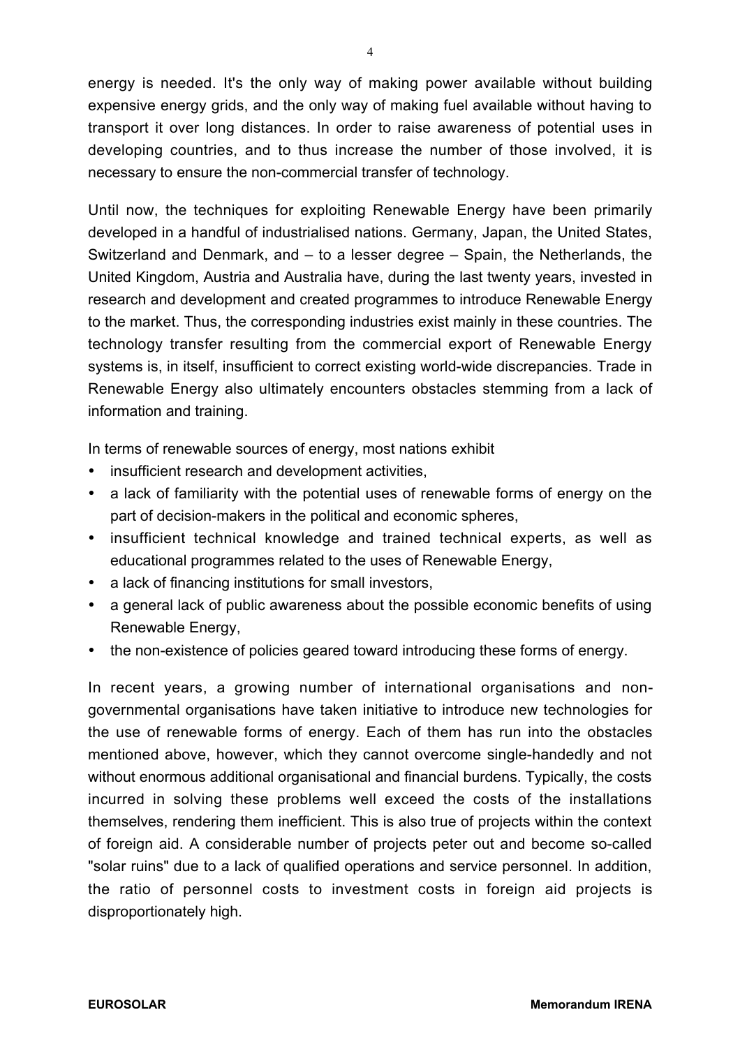energy is needed. It's the only way of making power available without building expensive energy grids, and the only way of making fuel available without having to transport it over long distances. In order to raise awareness of potential uses in developing countries, and to thus increase the number of those involved, it is necessary to ensure the non-commercial transfer of technology.

Until now, the techniques for exploiting Renewable Energy have been primarily developed in a handful of industrialised nations. Germany, Japan, the United States, Switzerland and Denmark, and – to a lesser degree – Spain, the Netherlands, the United Kingdom, Austria and Australia have, during the last twenty years, invested in research and development and created programmes to introduce Renewable Energy to the market. Thus, the corresponding industries exist mainly in these countries. The technology transfer resulting from the commercial export of Renewable Energy systems is, in itself, insufficient to correct existing world-wide discrepancies. Trade in Renewable Energy also ultimately encounters obstacles stemming from a lack of information and training.

In terms of renewable sources of energy, most nations exhibit

- insufficient research and development activities,
- a lack of familiarity with the potential uses of renewable forms of energy on the part of decision-makers in the political and economic spheres,
- insufficient technical knowledge and trained technical experts, as well as educational programmes related to the uses of Renewable Energy,
- a lack of financing institutions for small investors,
- a general lack of public awareness about the possible economic benefits of using Renewable Energy,
- the non-existence of policies geared toward introducing these forms of energy.

In recent years, a growing number of international organisations and non-governmental organisations have taken initiative to introduce new technologies for the use of renewable forms of energy. Each of them has run into the obstacles mentioned above, however, which they cannot overcome single-handedly and not without enormous additional organisational and financial burdens. Typically, the costs incurred in solving these problems well exceed the costs of the installations themselves, rendering them inefficient. This is also true of projects within the context of foreign aid. A considerable number of projects peter out and become so-called "solar ruins" due to a lack of qualified operations and service personnel. In addition, the ratio of personnel costs to investment costs in foreign aid projects is disproportionately high.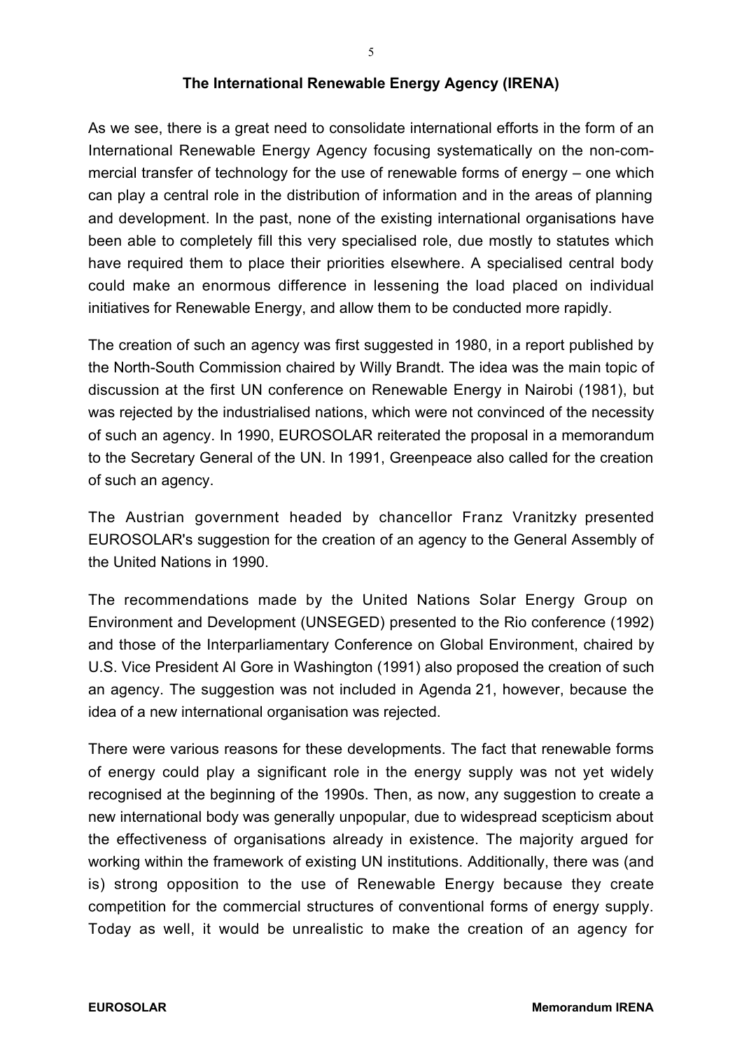## The International Renewable Energy Agency (IRENA)

As we see, there is a great need to consolidate international efforts in the form of an International Renewable Energy Agency focusing systematically on the non-commercial transfer of technology for the use of renewable forms of energy – one which can play a central role in the distribution of information and in the areas of planning and development. In the past, none of the existing international organisations have been able to completely fill this very specialised role, due mostly to statutes which have required them to place their priorities elsewhere. A specialised central body could make an enormous difference in lessening the load placed on individual initiatives for Renewable Energy, and allow them to be conducted more rapidly.

The creation of such an agency was first suggested in 1980, in a report published by the North-South Commission chaired by Willy Brandt. The idea was the main topic of discussion at the first UN conference on Renewable Energy in Nairobi (1981), but was rejected by the industrialised nations, which were not convinced of the necessity of such an agency. In 1990, EUROSOLAR reiterated the proposal in a memorandum to the Secretary General of the UN. In 1991, Greenpeace also called for the creation of such an agency.

The Austrian government headed by chancellor Franz Vranitzky presented EUROSOLAR's suggestion for the creation of an agency to the General Assembly of the United Nations in 1990.

The recommendations made by the United Nations Solar Energy Group on Environment and Development (UNSEGED) presented to the Rio conference (1992) and those of the Interparliamentary Conference on Global Environment, chaired by U.S. Vice President Al Gore in Washington (1991) also proposed the creation of such an agency. The suggestion was not included in Agenda 21, however, because the idea of a new international organisation was rejected.

There were various reasons for these developments. The fact that renewable forms of energy could play a significant role in the energy supply was not yet widely recognised at the beginning of the 1990s. Then, as now, any suggestion to create a new international body was generally unpopular, due to widespread scepticism about the effectiveness of organisations already in existence. The majority argued for working within the framework of existing UN institutions. Additionally, there was (and is) strong opposition to the use of Renewable Energy because they create competition for the commercial structures of conventional forms of energy supply. Today as well, it would be unrealistic to make the creation of an agency for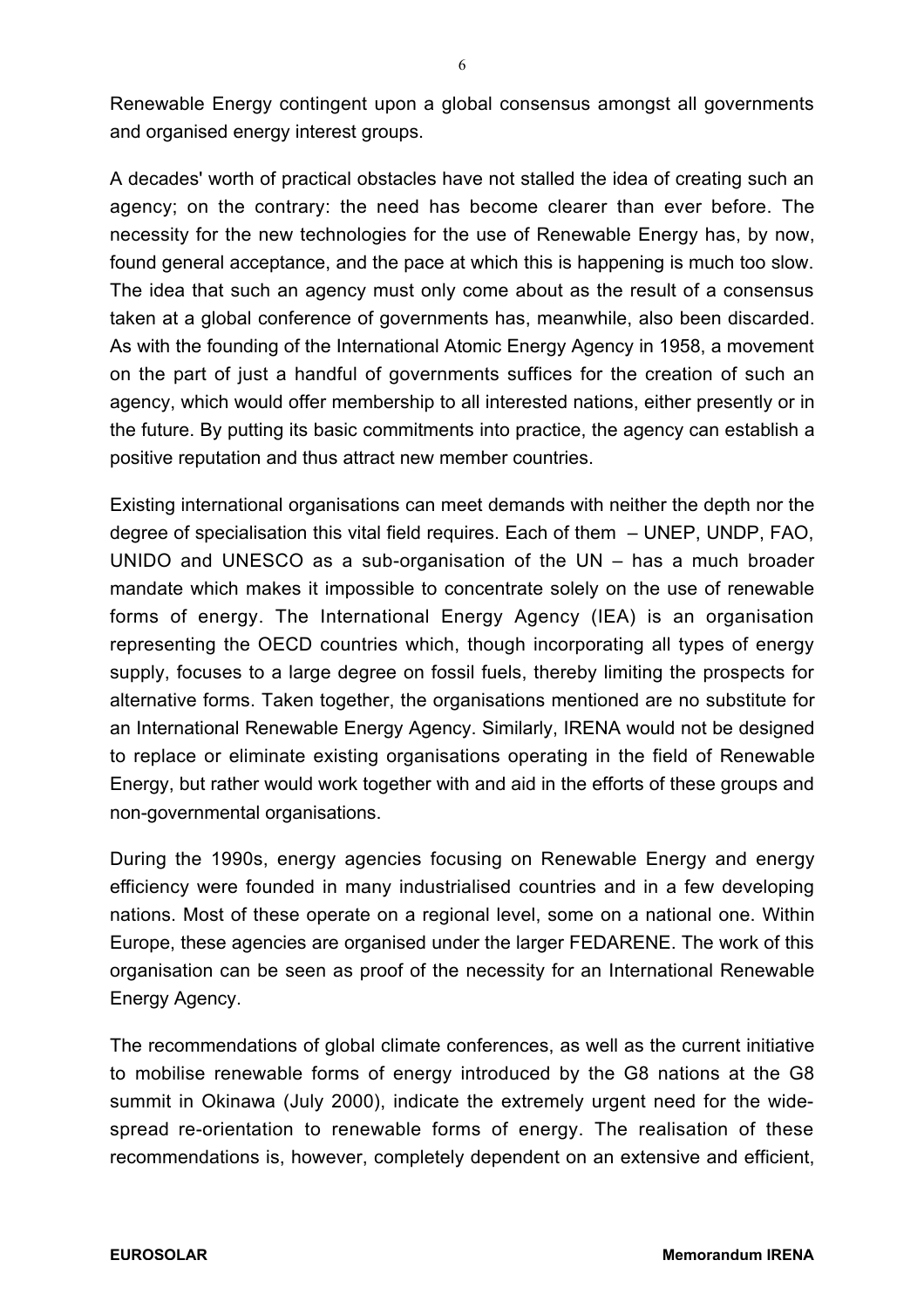Renewable Energy contingent upon a global consensus amongst all governments and organised energy interest groups.

A decades' worth of practical obstacles have not stalled the idea of creating such an agency; on the contrary: the need has become clearer than ever before. The necessity for the new technologies for the use of Renewable Energy has, by now, found general acceptance, and the pace at which this is happening is much too slow. The idea that such an agency must only come about as the result of a consensus taken at a global conference of governments has, meanwhile, also been discarded. As with the founding of the International Atomic Energy Agency in 1958, a movement on the part of just a handful of governments suffices for the creation of such an agency, which would offer membership to all interested nations, either presently or in the future. By putting its basic commitments into practice, the agency can establish a positive reputation and thus attract new member countries.

Existing international organisations can meet demands with neither the depth nor the degree of specialisation this vital field requires. Each of them – UNEP, UNDP, FAO, UNIDO and UNESCO as a sub-organisation of the UN – has a much broader mandate which makes it impossible to concentrate solely on the use of renewable forms of energy. The International Energy Agency (IEA) is an organisation representing the OECD countries which, though incorporating all types of energy supply, focuses to a large degree on fossil fuels, thereby limiting the prospects for alternative forms. Taken together, the organisations mentioned are no substitute for an International Renewable Energy Agency. Similarly, IRENA would not be designed to replace or eliminate existing organisations operating in the field of Renewable Energy, but rather would work together with and aid in the efforts of these groups and non-governmental organisations.

During the 1990s, energy agencies focusing on Renewable Energy and energy efficiency were founded in many industrialised countries and in a few developing nations. Most of these operate on a regional level, some on a national one. Within Europe, these agencies are organised under the larger FEDARENE. The work of this organisation can be seen as proof of the necessity for an International Renewable Energy Agency.

The recommendations of global climate conferences, as well as the current initiative to mobilise renewable forms of energy introduced by the G8 nations at the G8 summit in Okinawa (July 2000), indicate the extremely urgent need for the wide-spread re-orientation to renewable forms of energy. The realisation of these recommendations is, however, completely dependent on an extensive and efficient,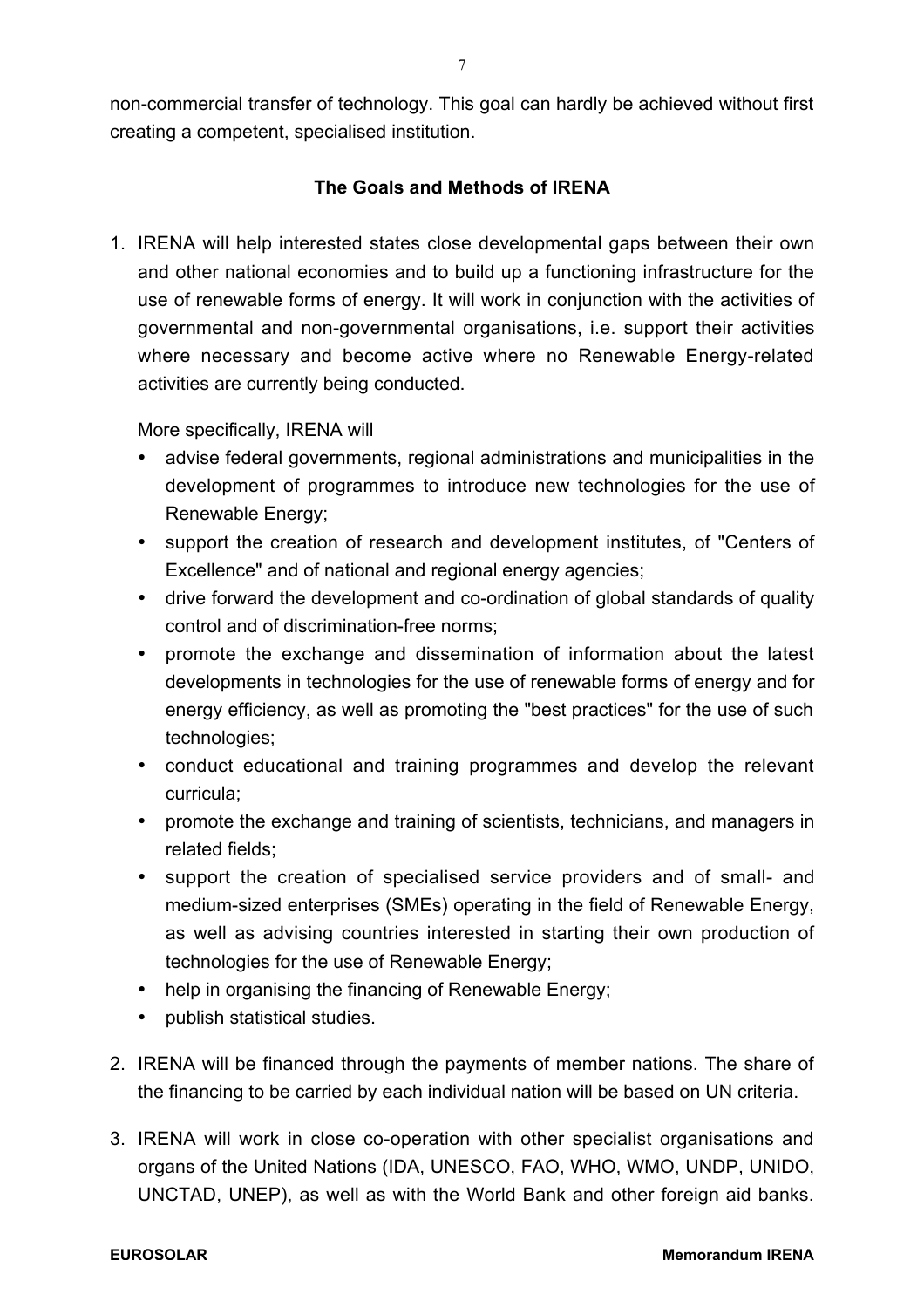non-commercial transfer of technology. This goal can hardly be achieved without first creating a competent, specialised institution.

## The Goals and Methods of IRENA

1. IRENA will help interested states close developmental gaps between their own and other national economies and to build up a functioning infrastructure for the use of renewable forms of energy. It will work in conjunction with the activities of governmental and non-governmental organisations, i.e. support their activities where necessary and become active where no Renewable Energy-related activities are currently being conducted.

   More specifically, IRENA will

   - advise federal governments, regional administrations and municipalities in the development of programmes to introduce new technologies for the use of Renewable Energy;
   - support the creation of research and development institutes, of "Centers of Excellence" and of national and regional energy agencies;
   - drive forward the development and co-ordination of global standards of quality control and of discrimination-free norms;
   - promote the exchange and dissemination of information about the latest developments in technologies for the use of renewable forms of energy and for energy efficiency, as well as promoting the "best practices" for the use of such technologies;
   - conduct educational and training programmes and develop the relevant curricula;
   - promote the exchange and training of scientists, technicians, and managers in related fields;
   - support the creation of specialised service providers and of small- and medium-sized enterprises (SMEs) operating in the field of Renewable Energy, as well as advising countries interested in starting their own production of technologies for the use of Renewable Energy;
   - help in organising the financing of Renewable Energy;
   - publish statistical studies.

2. IRENA will be financed through the payments of member nations. The share of the financing to be carried by each individual nation will be based on UN criteria.

3. IRENA will work in close co-operation with other specialist organisations and organs of the United Nations (IDA, UNESCO, FAO, WHO, WMO, UNDP, UNIDO, UNCTAD, UNEP), as well as with the World Bank and other foreign aid banks.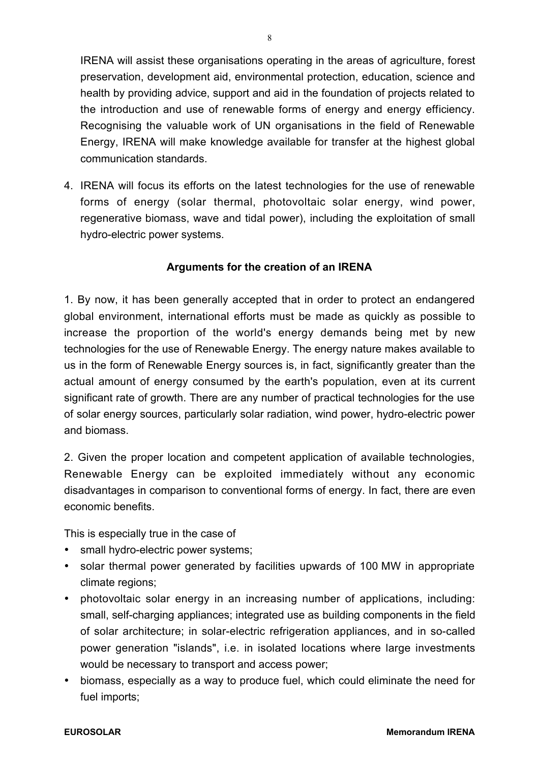IRENA will assist these organisations operating in the areas of agriculture, forest preservation, development aid, environmental protection, education, science and health by providing advice, support and aid in the foundation of projects related to the introduction and use of renewable forms of energy and energy efficiency. Recognising the valuable work of UN organisations in the field of Renewable Energy, IRENA will make knowledge available for transfer at the highest global communication standards.

4. IRENA will focus its efforts on the latest technologies for the use of renewable forms of energy (solar thermal, photovoltaic solar energy, wind power, regenerative biomass, wave and tidal power), including the exploitation of small hydro-electric power systems.

**Arguments for the creation of an IRENA**

1. By now, it has been generally accepted that in order to protect an endangered global environment, international efforts must be made as quickly as possible to increase the proportion of the world's energy demands being met by new technologies for the use of Renewable Energy. The energy nature makes available to us in the form of Renewable Energy sources is, in fact, significantly greater than the actual amount of energy consumed by the earth's population, even at its current significant rate of growth. There are any number of practical technologies for the use of solar energy sources, particularly solar radiation, wind power, hydro-electric power and biomass.

2. Given the proper location and competent application of available technologies, Renewable Energy can be exploited immediately without any economic disadvantages in comparison to conventional forms of energy. In fact, there are even economic benefits.

This is especially true in the case of

- small hydro-electric power systems;
- solar thermal power generated by facilities upwards of 100 MW in appropriate climate regions;
- photovoltaic solar energy in an increasing number of applications, including: small, self-charging appliances; integrated use as building components in the field of solar architecture; in solar-electric refrigeration appliances, and in so-called power generation "islands", i.e. in isolated locations where large investments would be necessary to transport and access power;
- biomass, especially as a way to produce fuel, which could eliminate the need for fuel imports;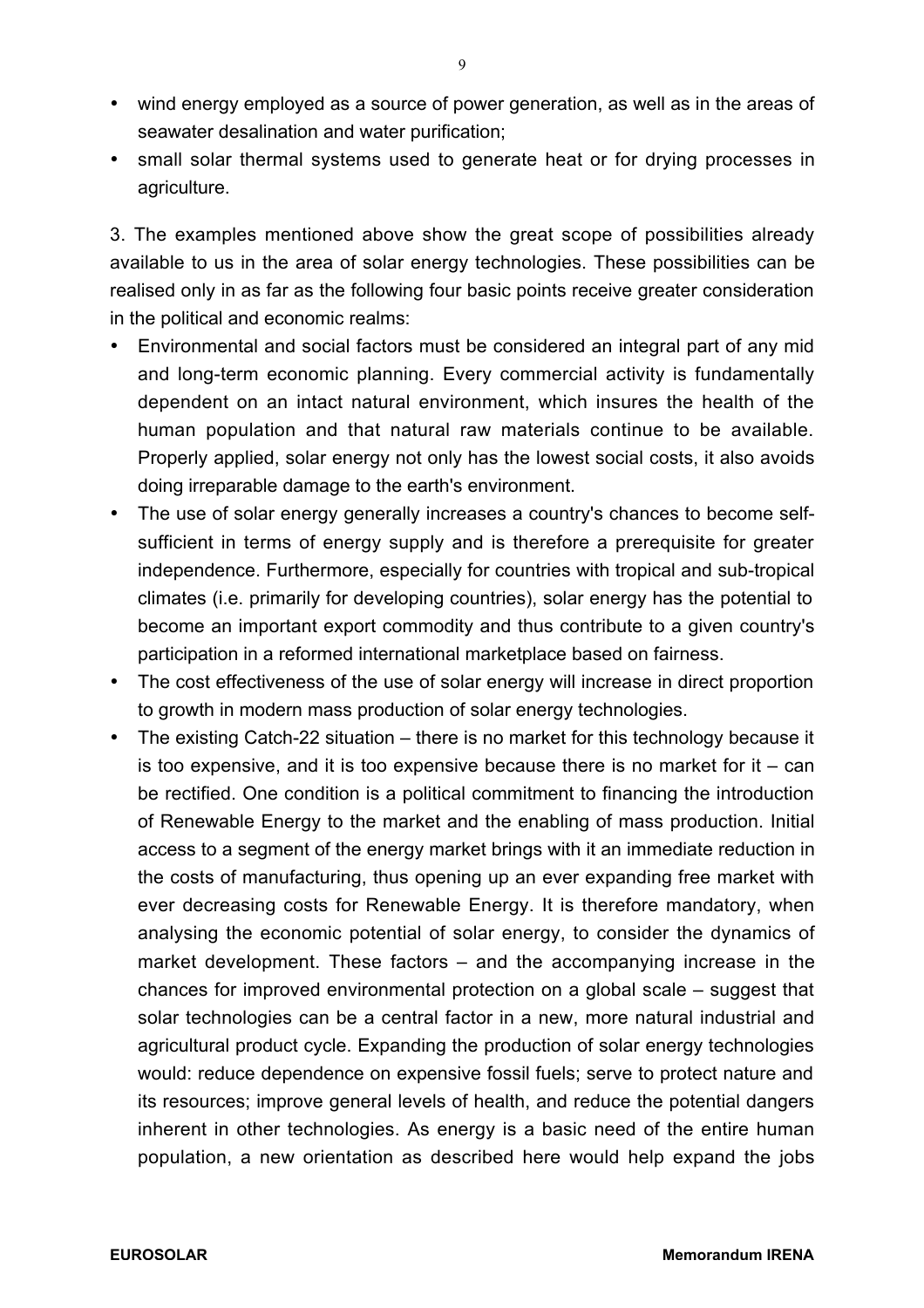- wind energy employed as a source of power generation, as well as in the areas of seawater desalination and water purification;
- small solar thermal systems used to generate heat or for drying processes in agriculture.

3. The examples mentioned above show the great scope of possibilities already available to us in the area of solar energy technologies. These possibilities can be realised only in as far as the following four basic points receive greater consideration in the political and economic realms:

- Environmental and social factors must be considered an integral part of any mid and long-term economic planning. Every commercial activity is fundamentally dependent on an intact natural environment, which insures the health of the human population and that natural raw materials continue to be available. Properly applied, solar energy not only has the lowest social costs, it also avoids doing irreparable damage to the earth's environment.
- The use of solar energy generally increases a country's chances to become self-sufficient in terms of energy supply and is therefore a prerequisite for greater independence. Furthermore, especially for countries with tropical and sub-tropical climates (i.e. primarily for developing countries), solar energy has the potential to become an important export commodity and thus contribute to a given country's participation in a reformed international marketplace based on fairness.
- The cost effectiveness of the use of solar energy will increase in direct proportion to growth in modern mass production of solar energy technologies.
- The existing Catch-22 situation – there is no market for this technology because it is too expensive, and it is too expensive because there is no market for it – can be rectified. One condition is a political commitment to financing the introduction of Renewable Energy to the market and the enabling of mass production. Initial access to a segment of the energy market brings with it an immediate reduction in the costs of manufacturing, thus opening up an ever expanding free market with ever decreasing costs for Renewable Energy. It is therefore mandatory, when analysing the economic potential of solar energy, to consider the dynamics of market development. These factors – and the accompanying increase in the chances for improved environmental protection on a global scale – suggest that solar technologies can be a central factor in a new, more natural industrial and agricultural product cycle. Expanding the production of solar energy technologies would: reduce dependence on expensive fossil fuels; serve to protect nature and its resources; improve general levels of health, and reduce the potential dangers inherent in other technologies. As energy is a basic need of the entire human population, a new orientation as described here would help expand the jobs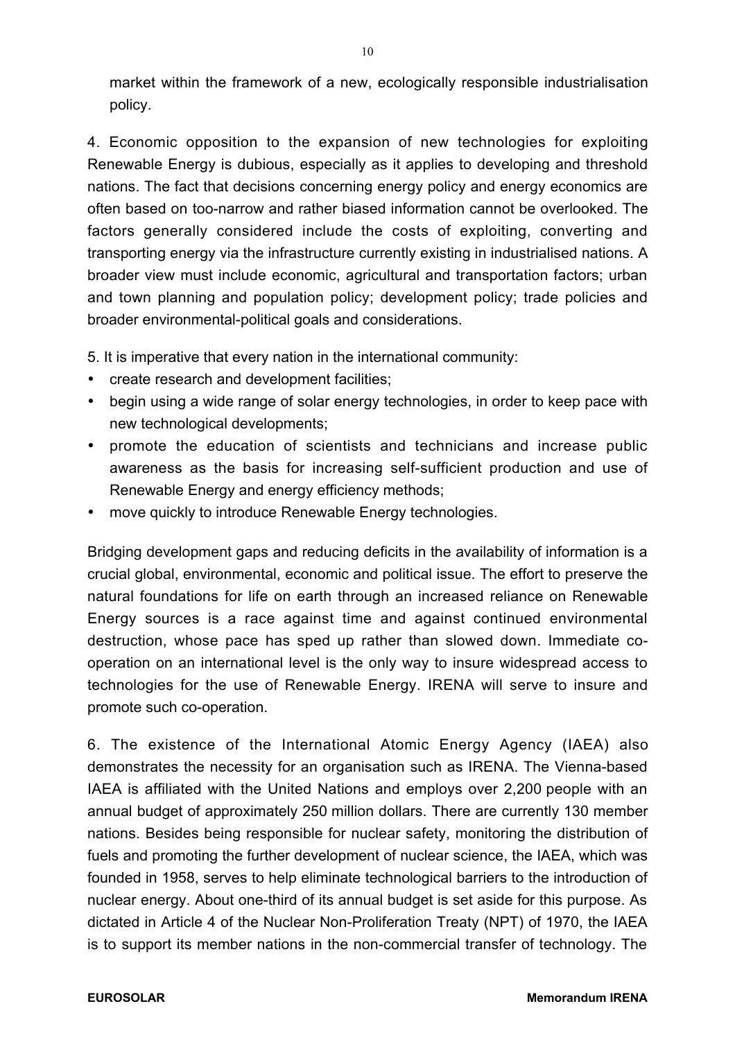market within the framework of a new, ecologically responsible industrialisation policy.

4. Economic opposition to the expansion of new technologies for exploiting Renewable Energy is dubious, especially as it applies to developing and threshold nations. The fact that decisions concerning energy policy and energy economics are often based on too-narrow and rather biased information cannot be overlooked. The factors generally considered include the costs of exploiting, converting and transporting energy via the infrastructure currently existing in industrialised nations. A broader view must include economic, agricultural and transportation factors; urban and town planning and population policy; development policy; trade policies and broader environmental-political goals and considerations.

5. It is imperative that every nation in the international community:

- create research and development facilities;
- begin using a wide range of solar energy technologies, in order to keep pace with new technological developments;
- promote the education of scientists and technicians and increase public awareness as the basis for increasing self-sufficient production and use of Renewable Energy and energy efficiency methods;
- move quickly to introduce Renewable Energy technologies.

Bridging development gaps and reducing deficits in the availability of information is a crucial global, environmental, economic and political issue. The effort to preserve the natural foundations for life on earth through an increased reliance on Renewable Energy sources is a race against time and against continued environmental destruction, whose pace has sped up rather than slowed down. Immediate co-operation on an international level is the only way to insure widespread access to technologies for the use of Renewable Energy. IRENA will serve to insure and promote such co-operation.

6. The existence of the International Atomic Energy Agency (IAEA) also demonstrates the necessity for an organisation such as IRENA. The Vienna-based IAEA is affiliated with the United Nations and employs over 2,200 people with an annual budget of approximately 250 million dollars. There are currently 130 member nations. Besides being responsible for nuclear safety, monitoring the distribution of fuels and promoting the further development of nuclear science, the IAEA, which was founded in 1958, serves to help eliminate technological barriers to the introduction of nuclear energy. About one-third of its annual budget is set aside for this purpose. As dictated in Article 4 of the Nuclear Non-Proliferation Treaty (NPT) of 1970, the IAEA is to support its member nations in the non-commercial transfer of technology. The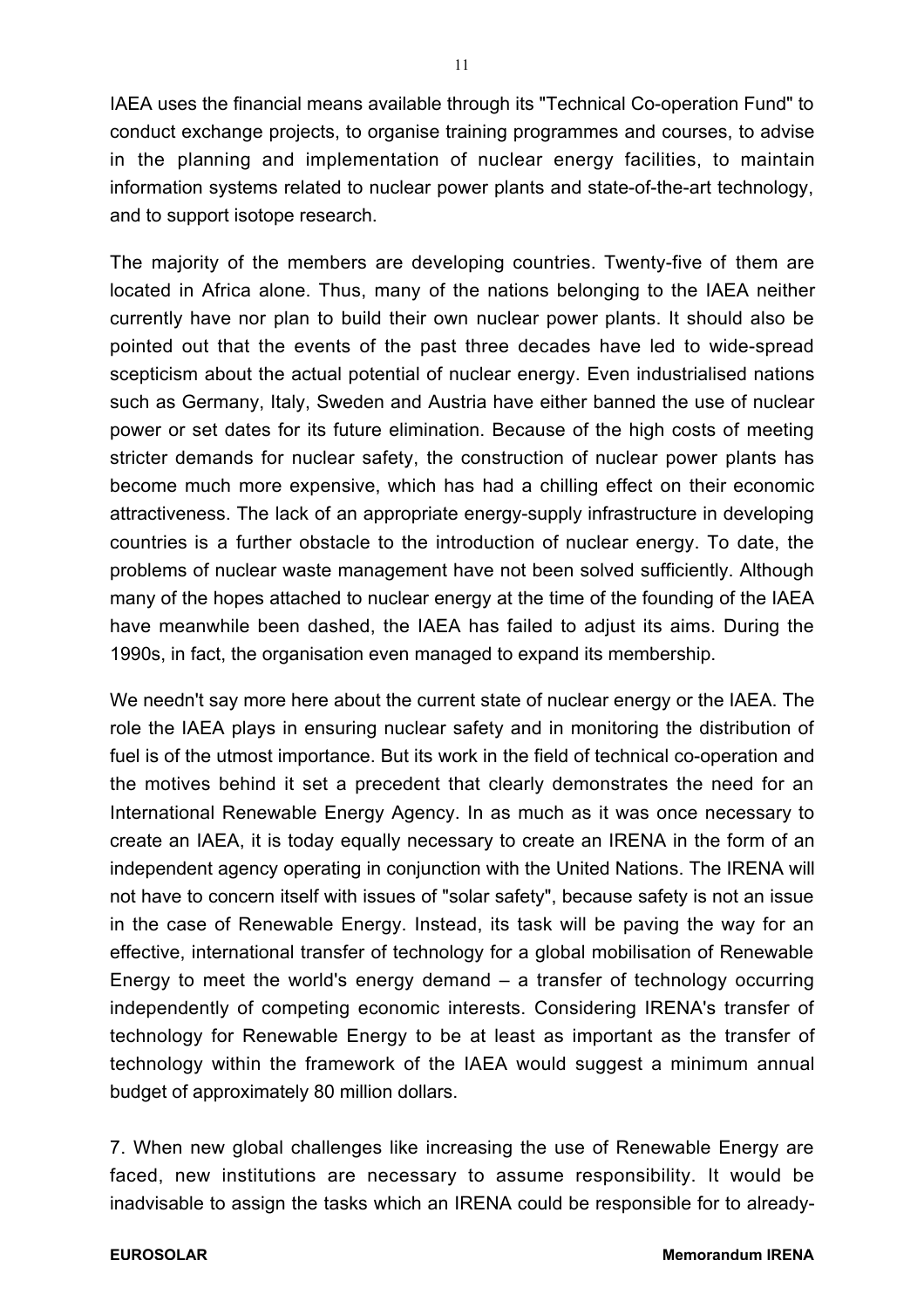IAEA uses the financial means available through its "Technical Co-operation Fund" to conduct exchange projects, to organise training programmes and courses, to advise in the planning and implementation of nuclear energy facilities, to maintain information systems related to nuclear power plants and state-of-the-art technology, and to support isotope research.

The majority of the members are developing countries. Twenty-five of them are located in Africa alone. Thus, many of the nations belonging to the IAEA neither currently have nor plan to build their own nuclear power plants. It should also be pointed out that the events of the past three decades have led to wide-spread scepticism about the actual potential of nuclear energy. Even industrialised nations such as Germany, Italy, Sweden and Austria have either banned the use of nuclear power or set dates for its future elimination. Because of the high costs of meeting stricter demands for nuclear safety, the construction of nuclear power plants has become much more expensive, which has had a chilling effect on their economic attractiveness. The lack of an appropriate energy-supply infrastructure in developing countries is a further obstacle to the introduction of nuclear energy. To date, the problems of nuclear waste management have not been solved sufficiently. Although many of the hopes attached to nuclear energy at the time of the founding of the IAEA have meanwhile been dashed, the IAEA has failed to adjust its aims. During the 1990s, in fact, the organisation even managed to expand its membership.

We needn't say more here about the current state of nuclear energy or the IAEA. The role the IAEA plays in ensuring nuclear safety and in monitoring the distribution of fuel is of the utmost importance. But its work in the field of technical co-operation and the motives behind it set a precedent that clearly demonstrates the need for an International Renewable Energy Agency. In as much as it was once necessary to create an IAEA, it is today equally necessary to create an IRENA in the form of an independent agency operating in conjunction with the United Nations. The IRENA will not have to concern itself with issues of "solar safety", because safety is not an issue in the case of Renewable Energy. Instead, its task will be paving the way for an effective, international transfer of technology for a global mobilisation of Renewable Energy to meet the world's energy demand – a transfer of technology occurring independently of competing economic interests. Considering IRENA's transfer of technology for Renewable Energy to be at least as important as the transfer of technology within the framework of the IAEA would suggest a minimum annual budget of approximately 80 million dollars.

7. When new global challenges like increasing the use of Renewable Energy are faced, new institutions are necessary to assume responsibility. It would be inadvisable to assign the tasks which an IRENA could be responsible for to already-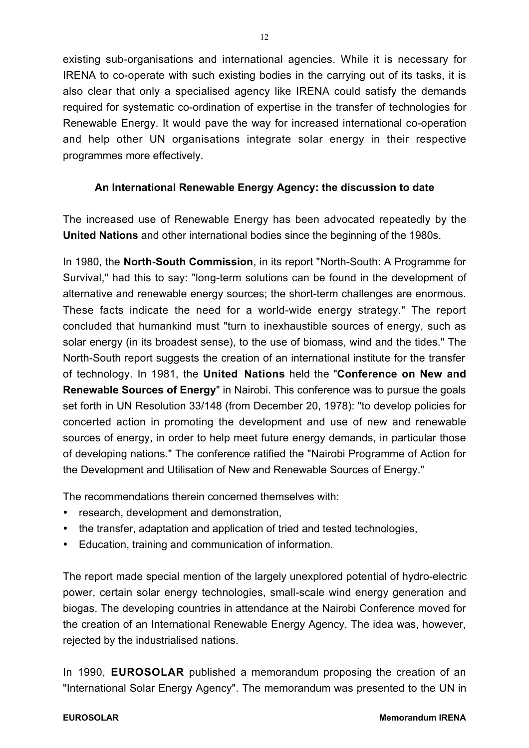existing sub-organisations and international agencies. While it is necessary for IRENA to co-operate with such existing bodies in the carrying out of its tasks, it is also clear that only a specialised agency like IRENA could satisfy the demands required for systematic co-ordination of expertise in the transfer of technologies for Renewable Energy. It would pave the way for increased international co-operation and help other UN organisations integrate solar energy in their respective programmes more effectively.

## An International Renewable Energy Agency: the discussion to date

The increased use of Renewable Energy has been advocated repeatedly by the **United Nations** and other international bodies since the beginning of the 1980s.

In 1980, the **North-South Commission**, in its report "North-South: A Programme for Survival," had this to say: "long-term solutions can be found in the development of alternative and renewable energy sources; the short-term challenges are enormous. These facts indicate the need for a world-wide energy strategy." The report concluded that humankind must "turn to inexhaustible sources of energy, such as solar energy (in its broadest sense), to the use of biomass, wind and the tides." The North-South report suggests the creation of an international institute for the transfer of technology. In 1981, the **United Nations** held the "**Conference on New and Renewable Sources of Energy**" in Nairobi. This conference was to pursue the goals set forth in UN Resolution 33/148 (from December 20, 1978): "to develop policies for concerted action in promoting the development and use of new and renewable sources of energy, in order to help meet future energy demands, in particular those of developing nations." The conference ratified the "Nairobi Programme of Action for the Development and Utilisation of New and Renewable Sources of Energy."

The recommendations therein concerned themselves with:

- research, development and demonstration,
- the transfer, adaptation and application of tried and tested technologies,
- Education, training and communication of information.

The report made special mention of the largely unexplored potential of hydro-electric power, certain solar energy technologies, small-scale wind energy generation and biogas. The developing countries in attendance at the Nairobi Conference moved for the creation of an International Renewable Energy Agency. The idea was, however, rejected by the industrialised nations.

In 1990, **EUROSOLAR** published a memorandum proposing the creation of an "International Solar Energy Agency". The memorandum was presented to the UN in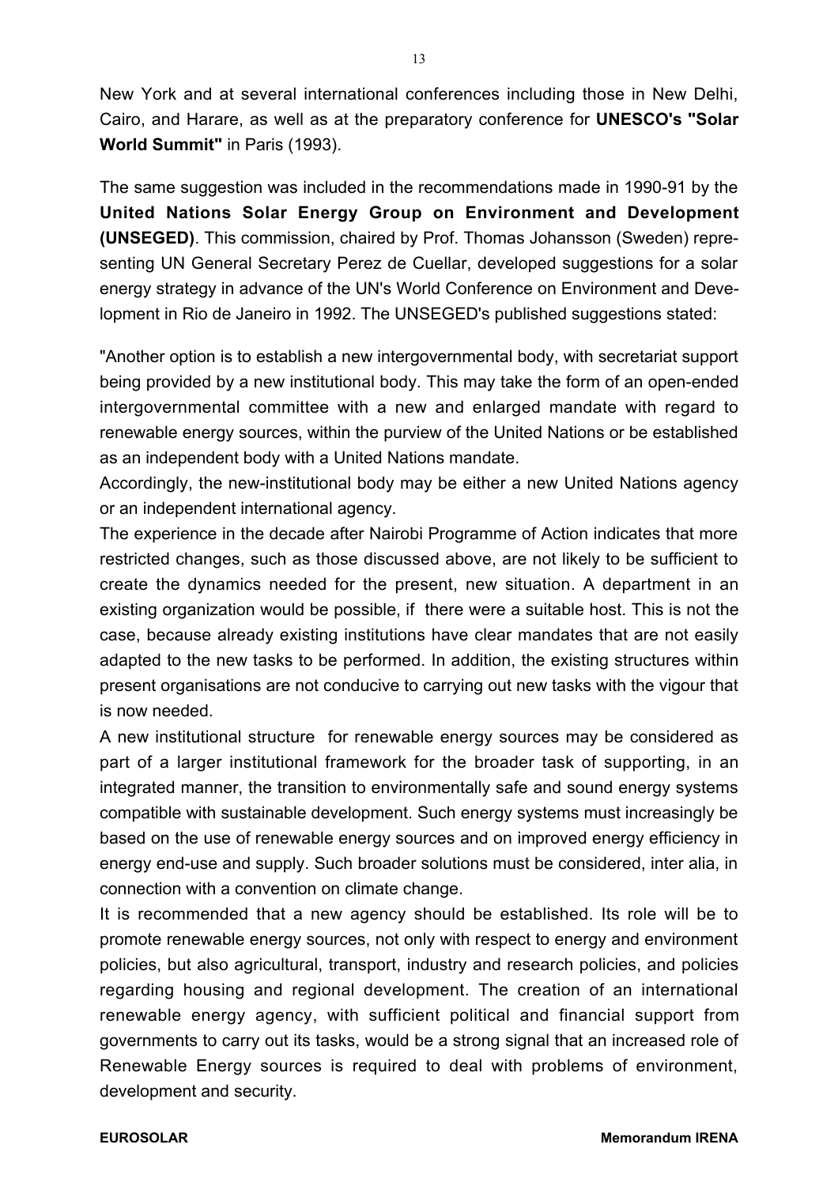New York and at several international conferences including those in New Delhi, Cairo, and Harare, as well as at the preparatory conference for **UNESCO's "Solar World Summit"** in Paris (1993).

The same suggestion was included in the recommendations made in 1990-91 by the **United Nations Solar Energy Group on Environment and Development (UNSEGED)**. This commission, chaired by Prof. Thomas Johansson (Sweden) representing UN General Secretary Perez de Cuellar, developed suggestions for a solar energy strategy in advance of the UN's World Conference on Environment and Development in Rio de Janeiro in 1992. The UNSEGED's published suggestions stated:

"Another option is to establish a new intergovernmental body, with secretariat support being provided by a new institutional body. This may take the form of an open-ended intergovernmental committee with a new and enlarged mandate with regard to renewable energy sources, within the purview of the United Nations or be established as an independent body with a United Nations mandate.

Accordingly, the new-institutional body may be either a new United Nations agency or an independent international agency.

The experience in the decade after Nairobi Programme of Action indicates that more restricted changes, such as those discussed above, are not likely to be sufficient to create the dynamics needed for the present, new situation. A department in an existing organization would be possible, if there were a suitable host. This is not the case, because already existing institutions have clear mandates that are not easily adapted to the new tasks to be performed. In addition, the existing structures within present organisations are not conducive to carrying out new tasks with the vigour that is now needed.

A new institutional structure for renewable energy sources may be considered as part of a larger institutional framework for the broader task of supporting, in an integrated manner, the transition to environmentally safe and sound energy systems compatible with sustainable development. Such energy systems must increasingly be based on the use of renewable energy sources and on improved energy efficiency in energy end-use and supply. Such broader solutions must be considered, inter alia, in connection with a convention on climate change.

It is recommended that a new agency should be established. Its role will be to promote renewable energy sources, not only with respect to energy and environment policies, but also agricultural, transport, industry and research policies, and policies regarding housing and regional development. The creation of an international renewable energy agency, with sufficient political and financial support from governments to carry out its tasks, would be a strong signal that an increased role of Renewable Energy sources is required to deal with problems of environment, development and security.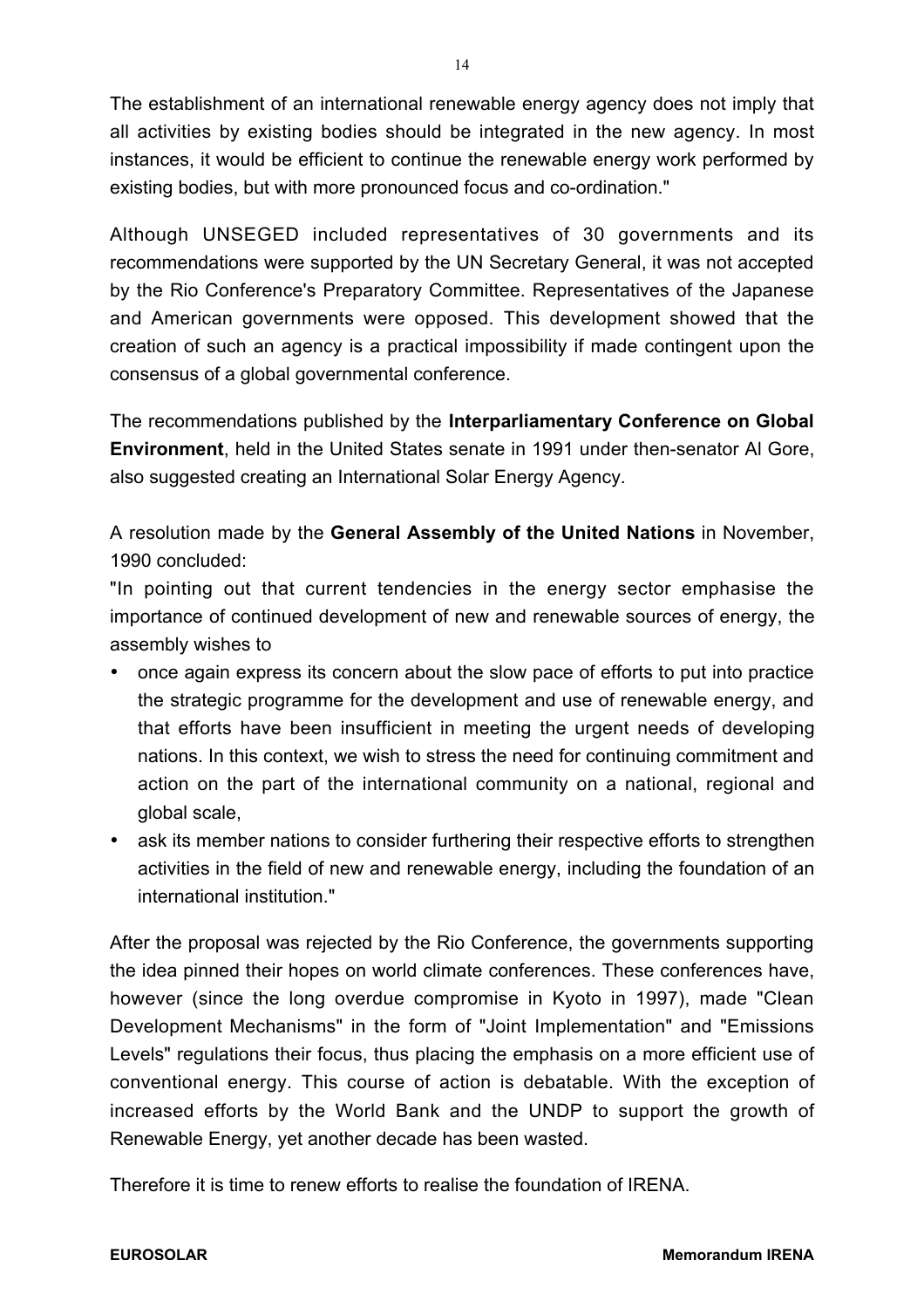The establishment of an international renewable energy agency does not imply that all activities by existing bodies should be integrated in the new agency. In most instances, it would be efficient to continue the renewable energy work performed by existing bodies, but with more pronounced focus and co-ordination."

Although UNSEGED included representatives of 30 governments and its recommendations were supported by the UN Secretary General, it was not accepted by the Rio Conference's Preparatory Committee. Representatives of the Japanese and American governments were opposed. This development showed that the creation of such an agency is a practical impossibility if made contingent upon the consensus of a global governmental conference.

The recommendations published by the **Interparliamentary Conference on Global Environment**, held in the United States senate in 1991 under then-senator Al Gore, also suggested creating an International Solar Energy Agency.

A resolution made by the **General Assembly of the United Nations** in November, 1990 concluded:

"In pointing out that current tendencies in the energy sector emphasise the importance of continued development of new and renewable sources of energy, the assembly wishes to

- once again express its concern about the slow pace of efforts to put into practice the strategic programme for the development and use of renewable energy, and that efforts have been insufficient in meeting the urgent needs of developing nations. In this context, we wish to stress the need for continuing commitment and action on the part of the international community on a national, regional and global scale,
- ask its member nations to consider furthering their respective efforts to strengthen activities in the field of new and renewable energy, including the foundation of an international institution."

After the proposal was rejected by the Rio Conference, the governments supporting the idea pinned their hopes on world climate conferences. These conferences have, however (since the long overdue compromise in Kyoto in 1997), made "Clean Development Mechanisms" in the form of "Joint Implementation" and "Emissions Levels" regulations their focus, thus placing the emphasis on a more efficient use of conventional energy. This course of action is debatable. With the exception of increased efforts by the World Bank and the UNDP to support the growth of Renewable Energy, yet another decade has been wasted.

Therefore it is time to renew efforts to realise the foundation of IRENA.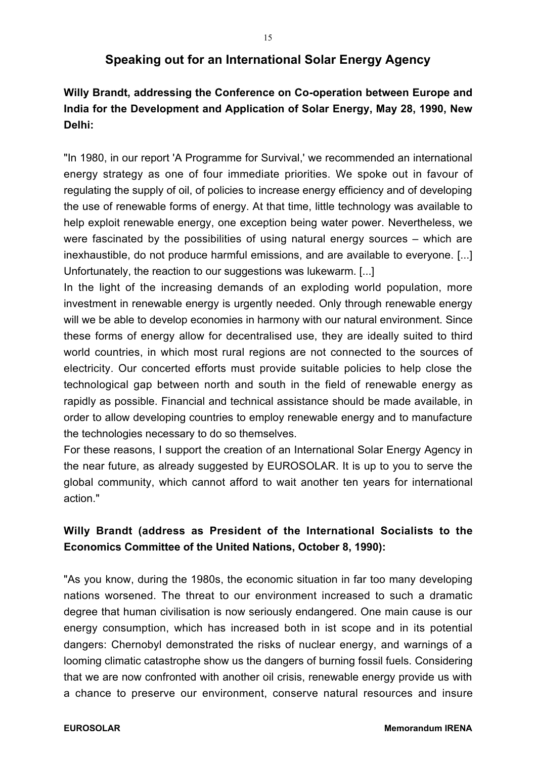## Speaking out for an International Solar Energy Agency

**Willy Brandt, addressing the Conference on Co-operation between Europe and India for the Development and Application of Solar Energy, May 28, 1990, New Delhi:**

"In 1980, in our report 'A Programme for Survival,' we recommended an international energy strategy as one of four immediate priorities. We spoke out in favour of regulating the supply of oil, of policies to increase energy efficiency and of developing the use of renewable forms of energy. At that time, little technology was available to help exploit renewable energy, one exception being water power. Nevertheless, we were fascinated by the possibilities of using natural energy sources – which are inexhaustible, do not produce harmful emissions, and are available to everyone. [...] Unfortunately, the reaction to our suggestions was lukewarm. [...]

In the light of the increasing demands of an exploding world population, more investment in renewable energy is urgently needed. Only through renewable energy will we be able to develop economies in harmony with our natural environment. Since these forms of energy allow for decentralised use, they are ideally suited to third world countries, in which most rural regions are not connected to the sources of electricity. Our concerted efforts must provide suitable policies to help close the technological gap between north and south in the field of renewable energy as rapidly as possible. Financial and technical assistance should be made available, in order to allow developing countries to employ renewable energy and to manufacture the technologies necessary to do so themselves.

For these reasons, I support the creation of an International Solar Energy Agency in the near future, as already suggested by EUROSOLAR. It is up to you to serve the global community, which cannot afford to wait another ten years for international action."

**Willy Brandt (address as President of the International Socialists to the Economics Committee of the United Nations, October 8, 1990):**

"As you know, during the 1980s, the economic situation in far too many developing nations worsened. The threat to our environment increased to such a dramatic degree that human civilisation is now seriously endangered. One main cause is our energy consumption, which has increased both in ist scope and in its potential dangers: Chernobyl demonstrated the risks of nuclear energy, and warnings of a looming climatic catastrophe show us the dangers of burning fossil fuels. Considering that we are now confronted with another oil crisis, renewable energy provide us with a chance to preserve our environment, conserve natural resources and insure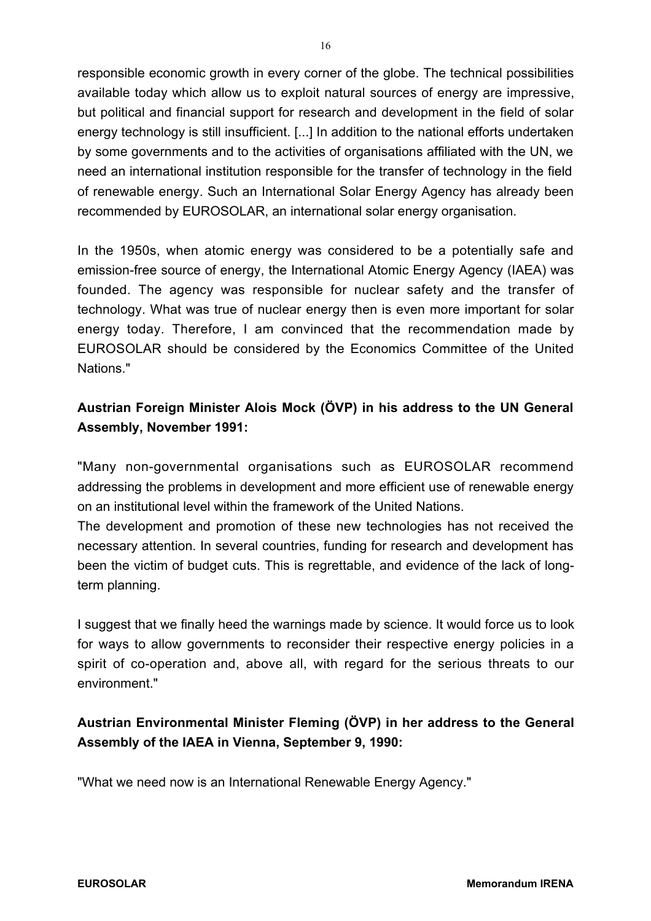responsible economic growth in every corner of the globe. The technical possibilities available today which allow us to exploit natural sources of energy are impressive, but political and financial support for research and development in the field of solar energy technology is still insufficient. [...] In addition to the national efforts undertaken by some governments and to the activities of organisations affiliated with the UN, we need an international institution responsible for the transfer of technology in the field of renewable energy. Such an International Solar Energy Agency has already been recommended by EUROSOLAR, an international solar energy organisation.

In the 1950s, when atomic energy was considered to be a potentially safe and emission-free source of energy, the International Atomic Energy Agency (IAEA) was founded. The agency was responsible for nuclear safety and the transfer of technology. What was true of nuclear energy then is even more important for solar energy today. Therefore, I am convinced that the recommendation made by EUROSOLAR should be considered by the Economics Committee of the United Nations."

**Austrian Foreign Minister Alois Mock (ÖVP) in his address to the UN General Assembly, November 1991:**

"Many non-governmental organisations such as EUROSOLAR recommend addressing the problems in development and more efficient use of renewable energy on an institutional level within the framework of the United Nations.
The development and promotion of these new technologies has not received the necessary attention. In several countries, funding for research and development has been the victim of budget cuts. This is regrettable, and evidence of the lack of long-term planning.

I suggest that we finally heed the warnings made by science. It would force us to look for ways to allow governments to reconsider their respective energy policies in a spirit of co-operation and, above all, with regard for the serious threats to our environment."

**Austrian Environmental Minister Fleming (ÖVP) in her address to the General Assembly of the IAEA in Vienna, September 9, 1990:**

"What we need now is an International Renewable Energy Agency."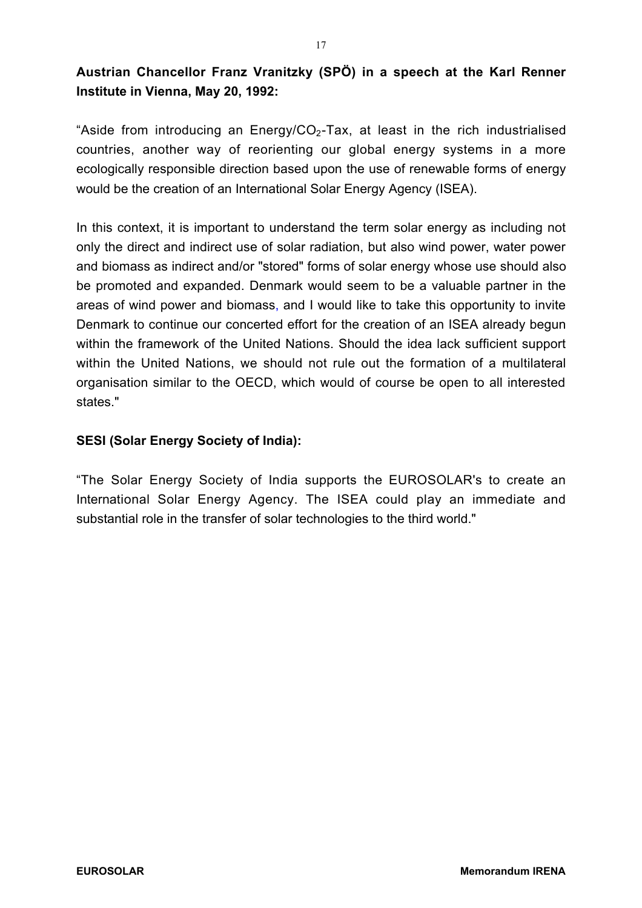**Austrian Chancellor Franz Vranitzky (SPÖ) in a speech at the Karl Renner Institute in Vienna, May 20, 1992:**

"Aside from introducing an Energy/$CO_2$-Tax, at least in the rich industrialised countries, another way of reorienting our global energy systems in a more ecologically responsible direction based upon the use of renewable forms of energy would be the creation of an International Solar Energy Agency (ISEA).

In this context, it is important to understand the term solar energy as including not only the direct and indirect use of solar radiation, but also wind power, water power and biomass as indirect and/or "stored" forms of solar energy whose use should also be promoted and expanded. Denmark would seem to be a valuable partner in the areas of wind power and biomass, and I would like to take this opportunity to invite Denmark to continue our concerted effort for the creation of an ISEA already begun within the framework of the United Nations. Should the idea lack sufficient support within the United Nations, we should not rule out the formation of a multilateral organisation similar to the OECD, which would of course be open to all interested states."

**SESI (Solar Energy Society of India):**

"The Solar Energy Society of India supports the EUROSOLAR's to create an International Solar Energy Agency. The ISEA could play an immediate and substantial role in the transfer of solar technologies to the third world."